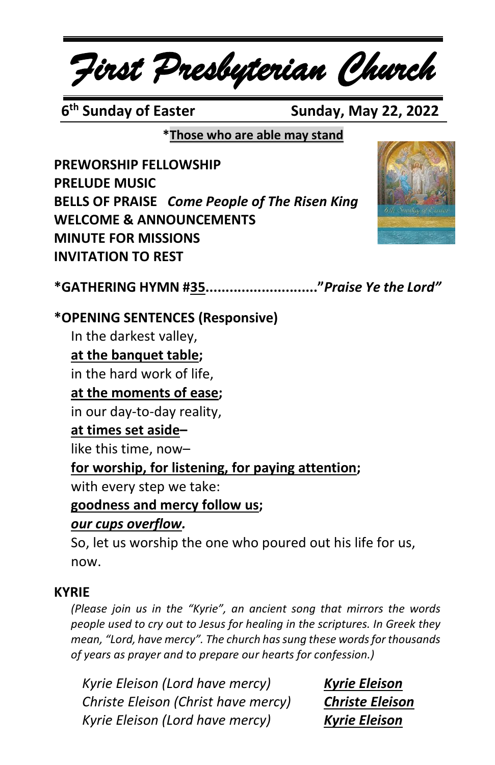# First Presbyterian Church

**6th Sunday of Easter** **Sunday, May 22, 2022**

***Those who are able may stand**

**PREWORSHIP FELLOWSHIP**
**PRELUDE MUSIC**
**BELLS OF PRAISE** ***Come People of The Risen King***
**WELCOME & ANNOUNCEMENTS**
**MINUTE FOR MISSIONS**
**INVITATION TO REST**

**\*GATHERING HYMN #35............................***"Praise Ye the Lord"*

**\*OPENING SENTENCES (Responsive)**

In the darkest valley,
**at the banquet table;**
in the hard work of life,
**at the moments of ease;**
in our day-to-day reality,
**at times set aside–**
like this time, now–
**for worship, for listening, for paying attention;**
with every step we take:
**goodness and mercy follow us;**
***our cups overflow.***
So, let us worship the one who poured out his life for us, now.

**KYRIE**

*(Please join us in the "Kyrie", an ancient song that mirrors the words people used to cry out to Jesus for healing in the scriptures. In Greek they mean, "Lord, have mercy". The church has sung these words for thousands of years as prayer and to prepare our hearts for confession.)*

*Kyrie Eleison (Lord have mercy)* ***Kyrie Eleison***
*Christe Eleison (Christ have mercy)* ***Christe Eleison***
*Kyrie Eleison (Lord have mercy)* ***Kyrie Eleison***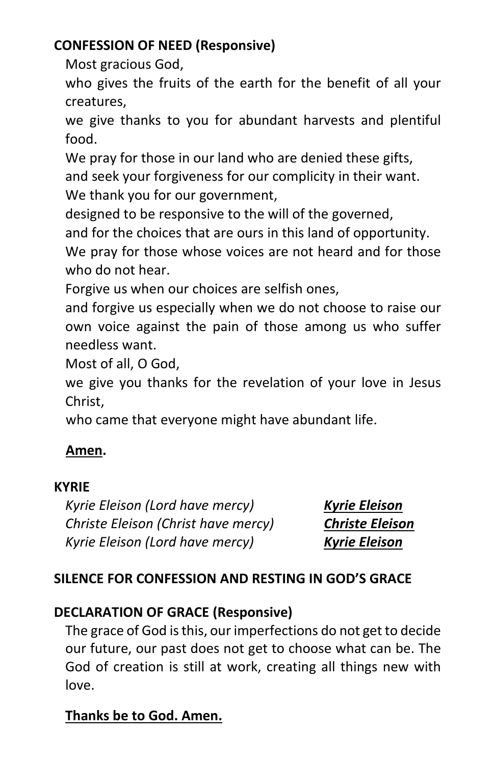**CONFESSION OF NEED (Responsive)**

Most gracious God,
who gives the fruits of the earth for the benefit of all your creatures,
we give thanks to you for abundant harvests and plentiful food.
We pray for those in our land who are denied these gifts,
and seek your forgiveness for our complicity in their want.
We thank you for our government,
designed to be responsive to the will of the governed,
and for the choices that are ours in this land of opportunity.
We pray for those whose voices are not heard and for those who do not hear.
Forgive us when our choices are selfish ones,
and forgive us especially when we do not choose to raise our own voice against the pain of those among us who suffer needless want.
Most of all, O God,
we give you thanks for the revelation of your love in Jesus Christ,
who came that everyone might have abundant life.

**Amen.**

**KYRIE**

*Kyrie Eleison (Lord have mercy)* ***Kyrie Eleison***
*Christe Eleison (Christ have mercy)* ***Christe Eleison***
*Kyrie Eleison (Lord have mercy)* ***Kyrie Eleison***

**SILENCE FOR CONFESSION AND RESTING IN GOD'S GRACE**

**DECLARATION OF GRACE (Responsive)**

The grace of God is this, our imperfections do not get to decide our future, our past does not get to choose what can be. The God of creation is still at work, creating all things new with love.

**Thanks be to God. Amen.**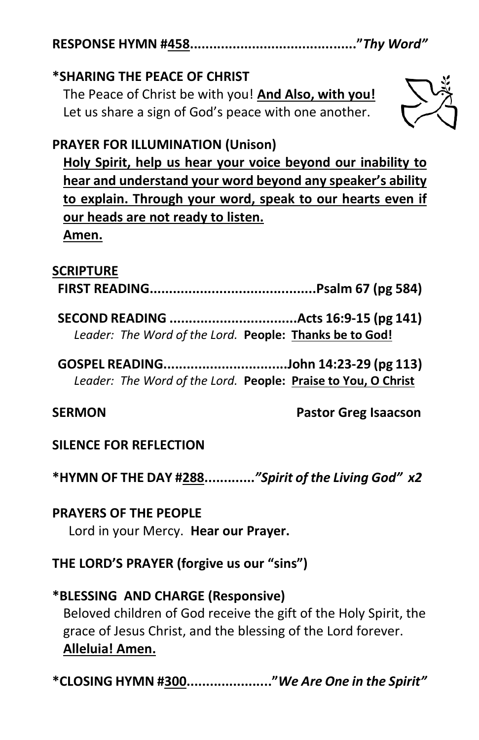**RESPONSE HYMN #458.........................................."*Thy Word"***

**\*SHARING THE PEACE OF CHRIST**

The Peace of Christ be with you! **And Also, with you!**
Let us share a sign of God's peace with one another.

**PRAYER FOR ILLUMINATION (Unison)**

**Holy Spirit, help us hear your voice beyond our inability to hear and understand your word beyond any speaker's ability to explain. Through your word, speak to our hearts even if our heads are not ready to listen.**
**Amen.**

**SCRIPTURE**

**FIRST READING...........................................Psalm 67 (pg 584)**

**SECOND READING .................................Acts 16:9-15 (pg 141)**
*Leader: The Word of the Lord.* **People: Thanks be to God!**

**GOSPEL READING................................John 14:23-29 (pg 113)**
*Leader: The Word of the Lord.* **People: Praise to You, O Christ**

**SERMON** **Pastor Greg Isaacson**

**SILENCE FOR REFLECTION**

**\*HYMN OF THE DAY #288.............*"Spirit of the Living God" x2***

**PRAYERS OF THE PEOPLE**

Lord in your Mercy. **Hear our Prayer.**

**THE LORD'S PRAYER (forgive us our "sins")**

**\*BLESSING AND CHARGE (Responsive)**

Beloved children of God receive the gift of the Holy Spirit, the grace of Jesus Christ, and the blessing of the Lord forever.
**Alleluia! Amen.**

**\*CLOSING HYMN #300......................"*We Are One in the Spirit"***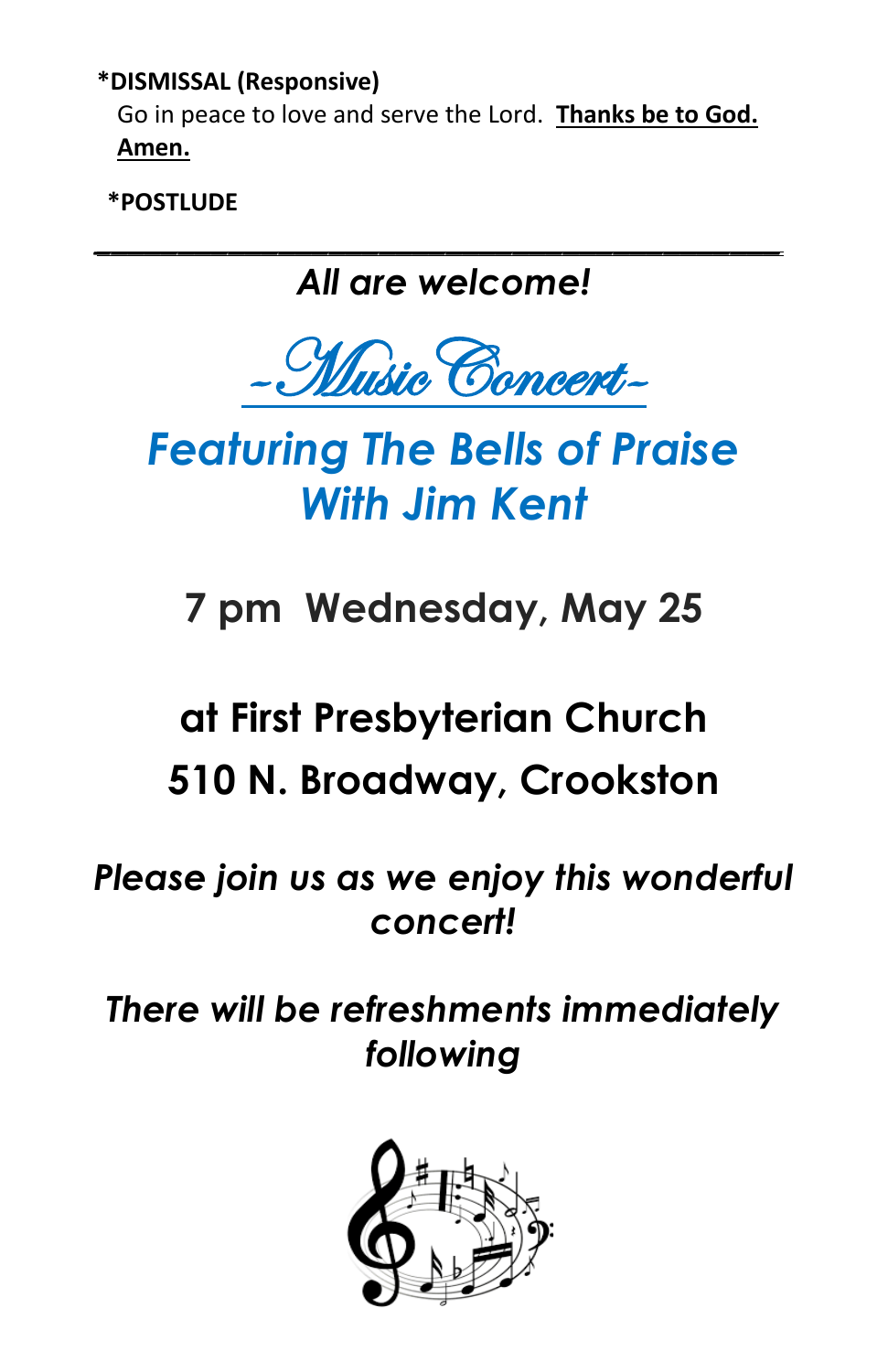**\*DISMISSAL (Responsive)**

Go in peace to love and serve the Lord. **Thanks be to God. Amen.**

**\*POSTLUDE**

---

***All are welcome!***

# ~Music Concert~

## *Featuring The Bells of Praise With Jim Kent*

## 7 pm Wednesday, May 25

## at First Presbyterian Church
## 510 N. Broadway, Crookston

***Please join us as we enjoy this wonderful concert!***

***There will be refreshments immediately following***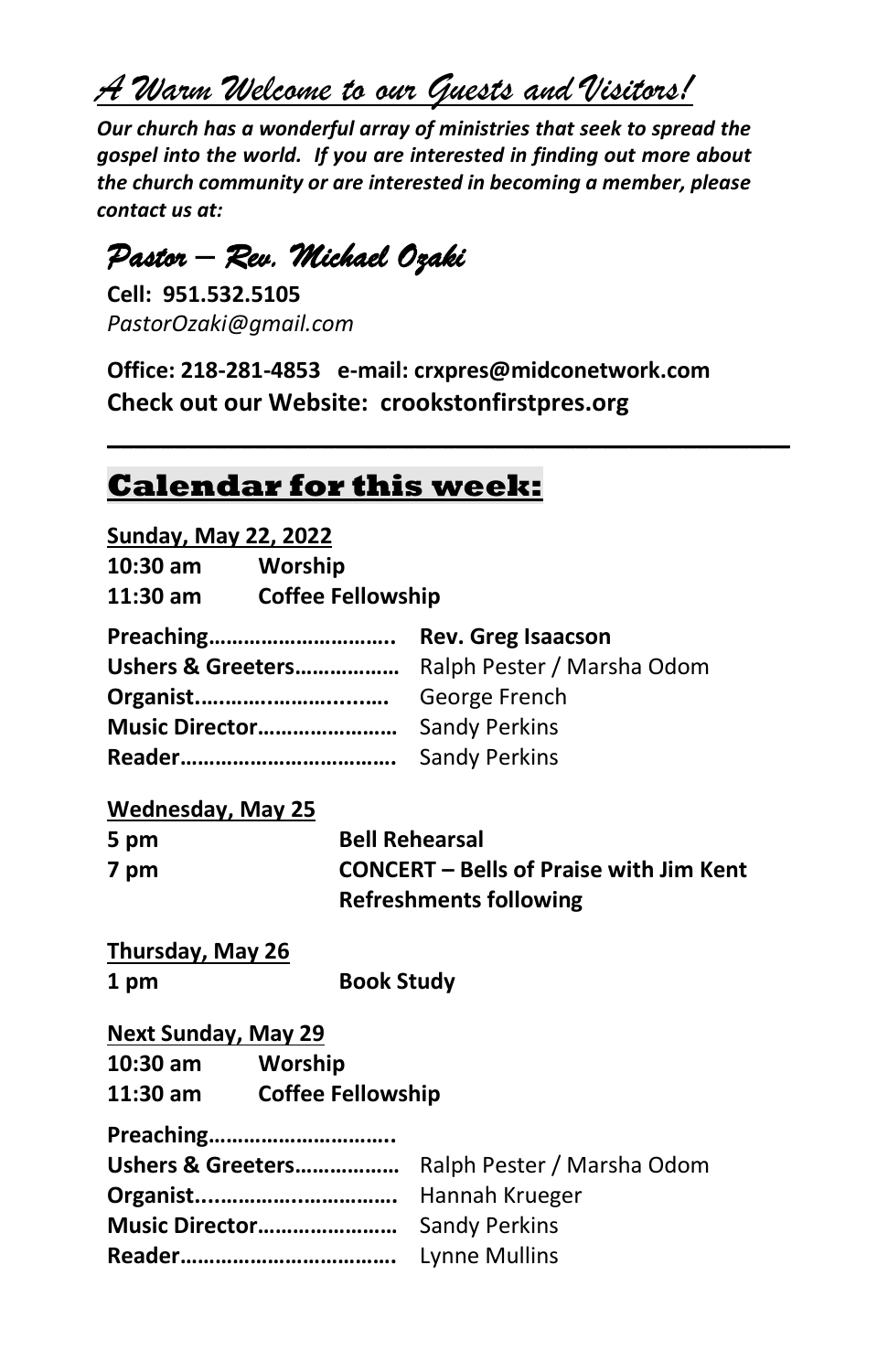# *A Warm Welcome to our Guests and Visitors!*

***Our church has a wonderful array of ministries that seek to spread the gospel into the world. If you are interested in finding out more about the church community or are interested in becoming a member, please contact us at:***

## *Pastor – Rev. Michael Ozaki*

**Cell: 951.532.5105**
*PastorOzaki@gmail.com*

**Office: 218-281-4853 e-mail: crxpres@midconetwork.com**
**Check out our Website: crookstonfirstpres.org**

---

## **Calendar for this week:**

**Sunday, May 22, 2022**
**10:30 am Worship**
**11:30 am Coffee Fellowship**

**Preaching…………………………..** **Rev. Greg Isaacson**
**Ushers & Greeters……………..** Ralph Pester / Marsha Odom
**Organist……………………..……** George French
**Music Director……………………** Sandy Perkins
**Reader……………………………….** Sandy Perkins

**Wednesday, May 25**
**5 pm Bell Rehearsal**
**7 pm CONCERT – Bells of Praise with Jim Kent**
**Refreshments following**

**Thursday, May 26**
**1 pm Book Study**

**Next Sunday, May 29**
**10:30 am Worship**
**11:30 am Coffee Fellowship**

**Preaching…………………………..**
**Ushers & Greeters……………..** Ralph Pester / Marsha Odom
**Organist...……………..………….** Hannah Krueger
**Music Director……………………** Sandy Perkins
**Reader……………………………….** Lynne Mullins